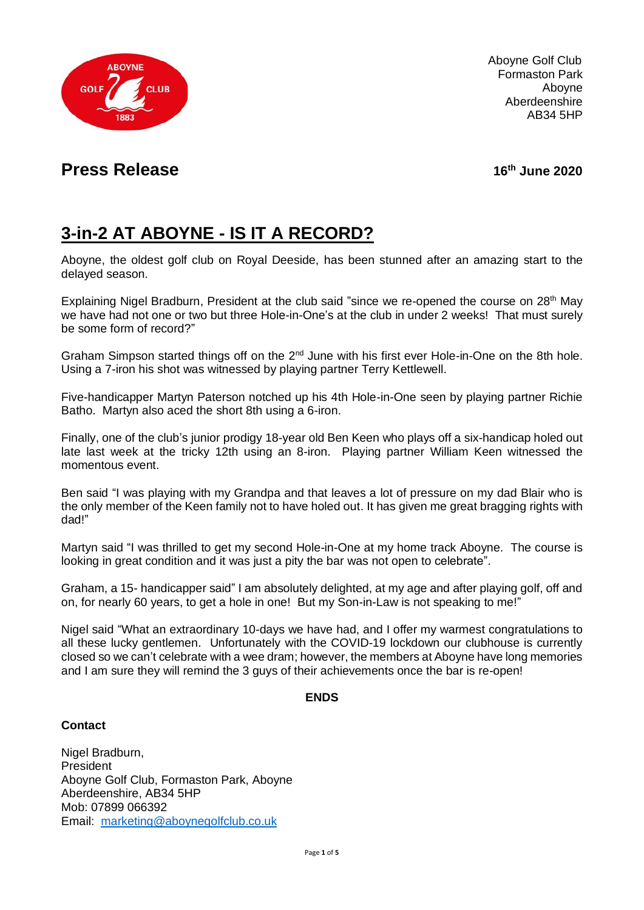Aboyne Golf Club
Formaston Park
Aboyne
Aberdeenshire
AB34 5HP

## Press Release

**16th June 2020**

# 3-in-2 AT ABOYNE - IS IT A RECORD?

Aboyne, the oldest golf club on Royal Deeside, has been stunned after an amazing start to the delayed season.

Explaining Nigel Bradburn, President at the club said "since we re-opened the course on 28th May we have had not one or two but three Hole-in-One's at the club in under 2 weeks! That must surely be some form of record?"

Graham Simpson started things off on the 2nd June with his first ever Hole-in-One on the 8th hole. Using a 7-iron his shot was witnessed by playing partner Terry Kettlewell.

Five-handicapper Martyn Paterson notched up his 4th Hole-in-One seen by playing partner Richie Batho. Martyn also aced the short 8th using a 6-iron.

Finally, one of the club's junior prodigy 18-year old Ben Keen who plays off a six-handicap holed out late last week at the tricky 12th using an 8-iron. Playing partner William Keen witnessed the momentous event.

Ben said "I was playing with my Grandpa and that leaves a lot of pressure on my dad Blair who is the only member of the Keen family not to have holed out. It has given me great bragging rights with dad!"

Martyn said "I was thrilled to get my second Hole-in-One at my home track Aboyne. The course is looking in great condition and it was just a pity the bar was not open to celebrate".

Graham, a 15- handicapper said" I am absolutely delighted, at my age and after playing golf, off and on, for nearly 60 years, to get a hole in one! But my Son-in-Law is not speaking to me!"

Nigel said "What an extraordinary 10-days we have had, and I offer my warmest congratulations to all these lucky gentlemen. Unfortunately with the COVID-19 lockdown our clubhouse is currently closed so we can't celebrate with a wee dram; however, the members at Aboyne have long memories and I am sure they will remind the 3 guys of their achievements once the bar is re-open!

**ENDS**

**Contact**

Nigel Bradburn,
President
Aboyne Golf Club, Formaston Park, Aboyne
Aberdeenshire, AB34 5HP
Mob: 07899 066392
Email: marketing@aboynegolfclub.co.uk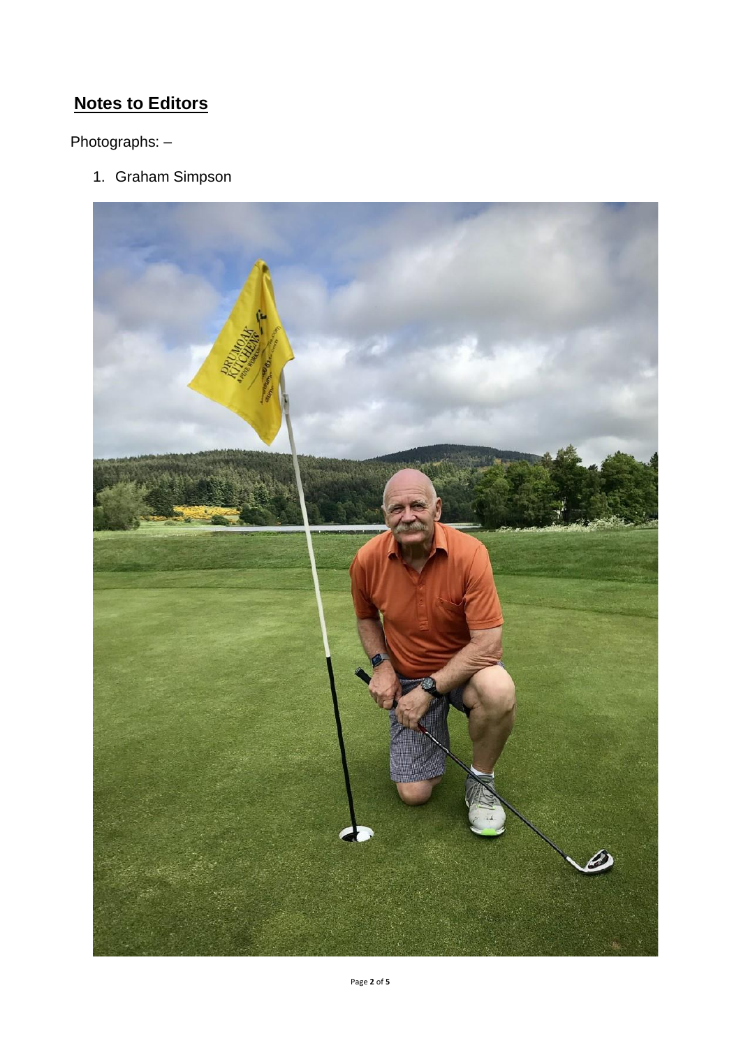## **Notes to Editors**

Photographs: –

1. Graham Simpson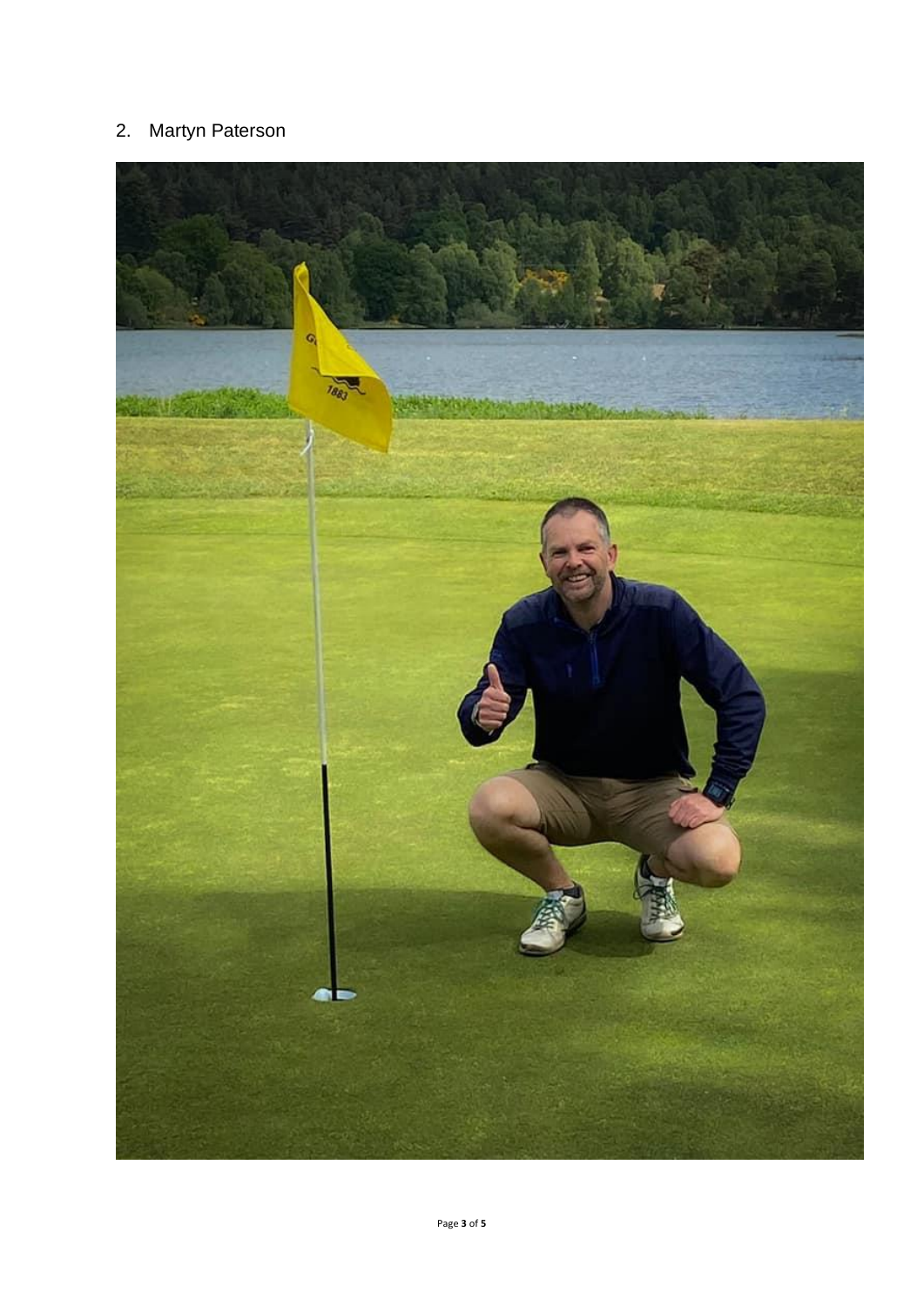2. Martyn Paterson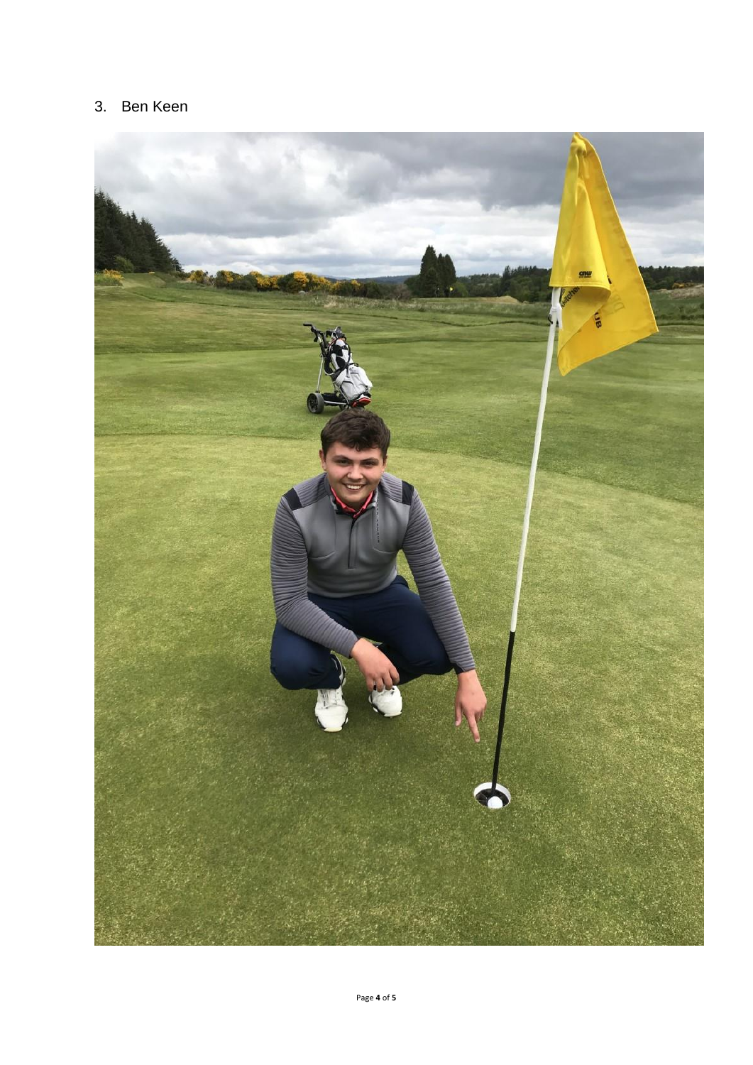3. Ben Keen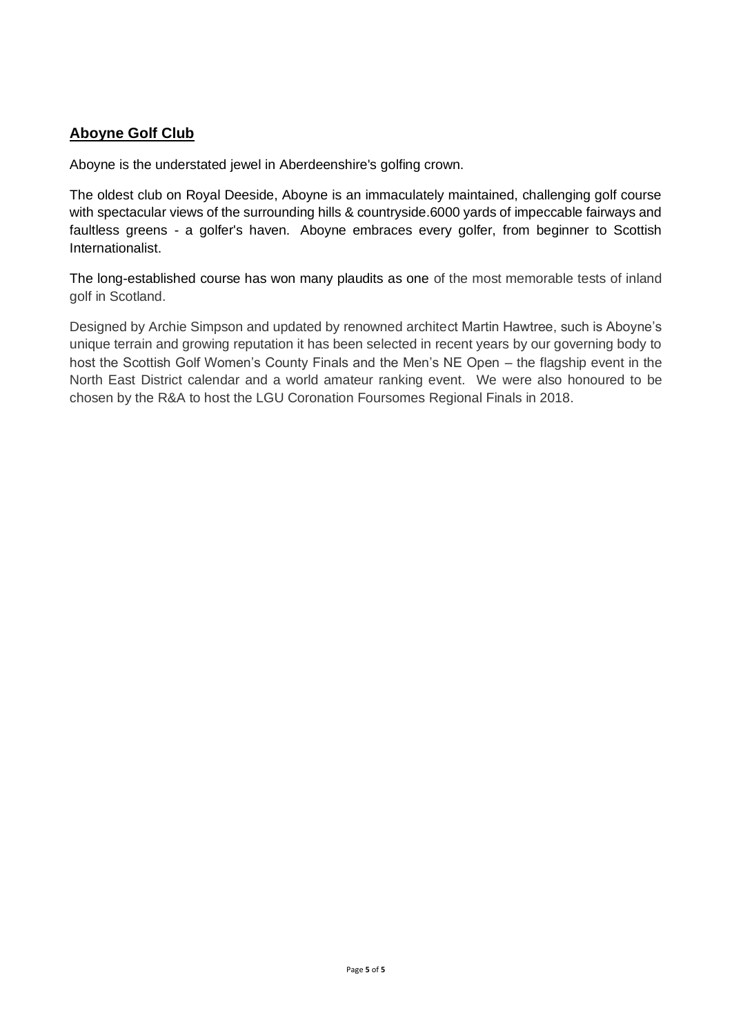## Aboyne Golf Club

Aboyne is the understated jewel in Aberdeenshire's golfing crown.

The oldest club on Royal Deeside, Aboyne is an immaculately maintained, challenging golf course with spectacular views of the surrounding hills & countryside.6000 yards of impeccable fairways and faultless greens - a golfer's haven. Aboyne embraces every golfer, from beginner to Scottish Internationalist.

The long-established course has won many plaudits as one of the most memorable tests of inland golf in Scotland.

Designed by Archie Simpson and updated by renowned architect Martin Hawtree, such is Aboyne's unique terrain and growing reputation it has been selected in recent years by our governing body to host the Scottish Golf Women's County Finals and the Men's NE Open – the flagship event in the North East District calendar and a world amateur ranking event. We were also honoured to be chosen by the R&A to host the LGU Coronation Foursomes Regional Finals in 2018.